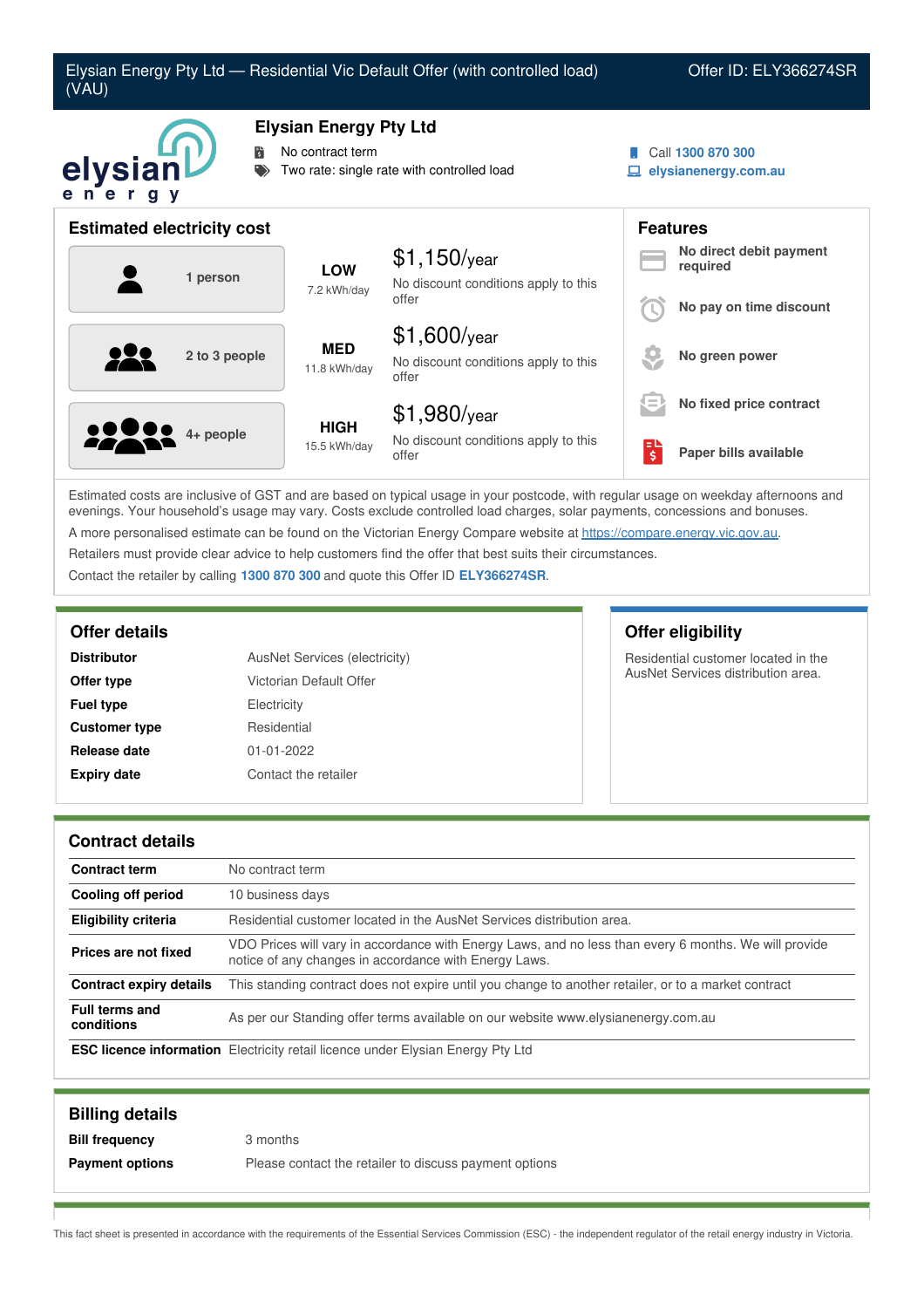# Elysian Energy Pty Ltd — Residential Vic Default Offer (with controlled load) (VAU)

Offer ID: ELY366274SR

## Elysian Energy Pty Ltd

- No contract term
- Two rate: single rate with controlled load

Call **1300 870 300**
**elysianenergy.com.au**

## Estimated electricity cost

| Household | Usage | Cost |
| --- | --- | --- |
| 1 person | **LOW** 7.2 kWh/day | $1,150/year — No discount conditions apply to this offer |
| 2 to 3 people | **MED** 11.8 kWh/day | $1,600/year — No discount conditions apply to this offer |
| 4+ people | **HIGH** 15.5 kWh/day | $1,980/year — No discount conditions apply to this offer |

## Features

- **No direct debit payment required**
- **No pay on time discount**
- **No green power**
- **No fixed price contract**
- **Paper bills available**

Estimated costs are inclusive of GST and are based on typical usage in your postcode, with regular usage on weekday afternoons and evenings. Your household's usage may vary. Costs exclude controlled load charges, solar payments, concessions and bonuses.

A more personalised estimate can be found on the Victorian Energy Compare website at https://compare.energy.vic.gov.au.

Retailers must provide clear advice to help customers find the offer that best suits their circumstances.

Contact the retailer by calling **1300 870 300** and quote this Offer ID **ELY366274SR**.

## Offer details

| | |
| --- | --- |
| **Distributor** | AusNet Services (electricity) |
| **Offer type** | Victorian Default Offer |
| **Fuel type** | Electricity |
| **Customer type** | Residential |
| **Release date** | 01-01-2022 |
| **Expiry date** | Contact the retailer |

## Offer eligibility

Residential customer located in the AusNet Services distribution area.

## Contract details

| | |
| --- | --- |
| **Contract term** | No contract term |
| **Cooling off period** | 10 business days |
| **Eligibility criteria** | Residential customer located in the AusNet Services distribution area. |
| **Prices are not fixed** | VDO Prices will vary in accordance with Energy Laws, and no less than every 6 months. We will provide notice of any changes in accordance with Energy Laws. |
| **Contract expiry details** | This standing contract does not expire until you change to another retailer, or to a market contract |
| **Full terms and conditions** | As per our Standing offer terms available on our website www.elysianenergy.com.au |
| **ESC licence information** | Electricity retail licence under Elysian Energy Pty Ltd |

## Billing details

| | |
| --- | --- |
| **Bill frequency** | 3 months |
| **Payment options** | Please contact the retailer to discuss payment options |

This fact sheet is presented in accordance with the requirements of the Essential Services Commission (ESC) - the independent regulator of the retail energy industry in Victoria.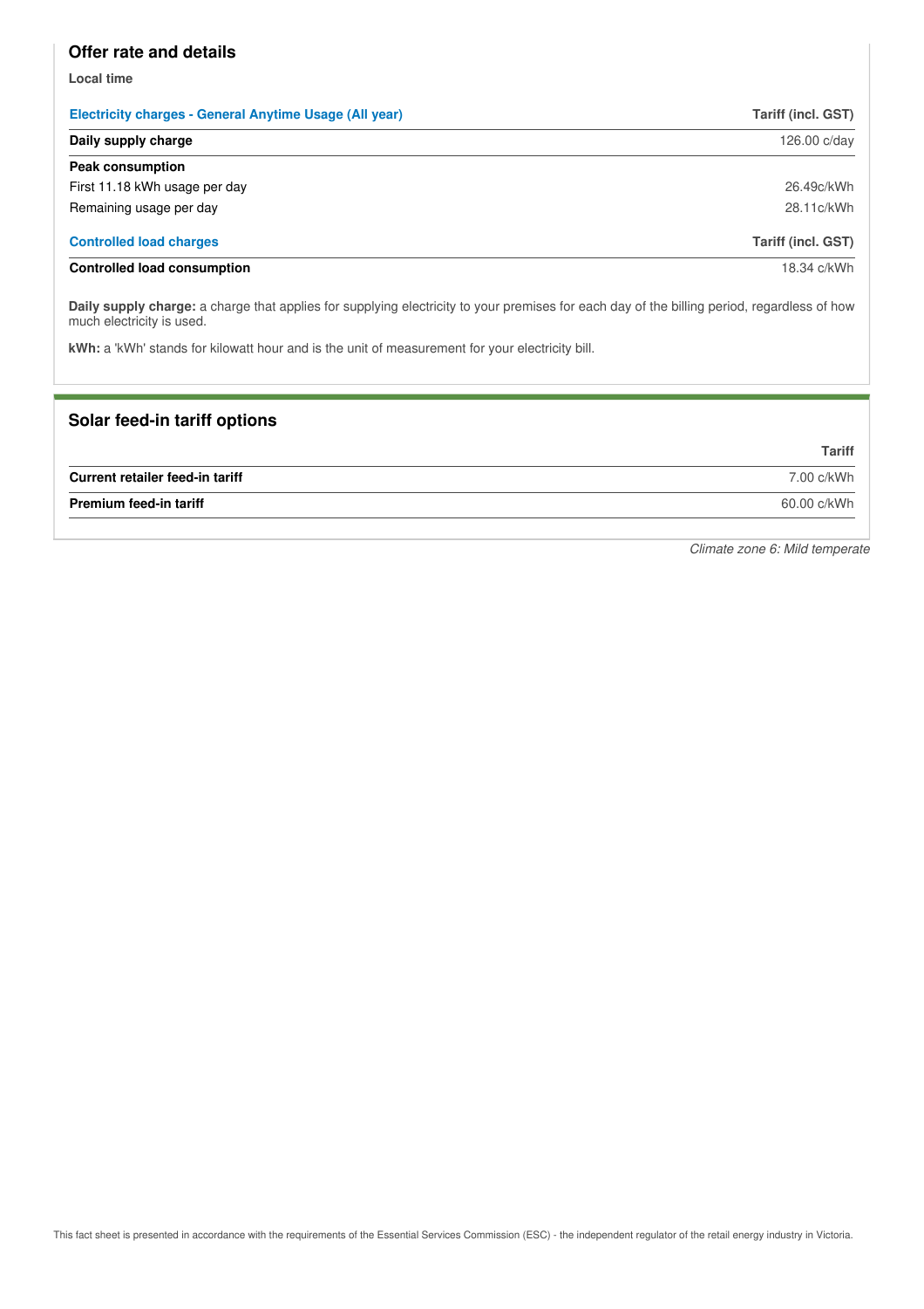## Offer rate and details

**Local time**

| Electricity charges - General Anytime Usage (All year) | Tariff (incl. GST) |
| --- | --- |
| **Daily supply charge** | 126.00 c/day |
| **Peak consumption** | |
| First 11.18 kWh usage per day | 26.49c/kWh |
| Remaining usage per day | 28.11c/kWh |

| Controlled load charges | Tariff (incl. GST) |
| --- | --- |
| **Controlled load consumption** | 18.34 c/kWh |

**Daily supply charge:** a charge that applies for supplying electricity to your premises for each day of the billing period, regardless of how much electricity is used.

**kWh:** a 'kWh' stands for kilowatt hour and is the unit of measurement for your electricity bill.

## Solar feed-in tariff options

| | Tariff |
| --- | --- |
| **Current retailer feed-in tariff** | 7.00 c/kWh |
| **Premium feed-in tariff** | 60.00 c/kWh |

*Climate zone 6: Mild temperate*

This fact sheet is presented in accordance with the requirements of the Essential Services Commission (ESC) - the independent regulator of the retail energy industry in Victoria.